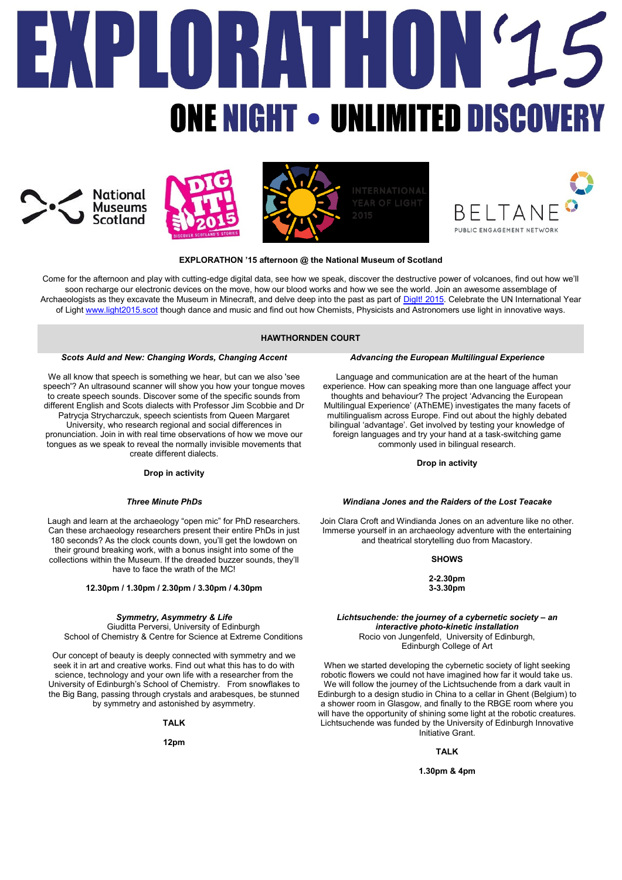# EXPLORATHON '15

## ONE NIGHT • UNLIMITED DISCOVERY

National Museums Scotland

DIG IT! 2015 DISCOVER SCOTLAND'S STORIES

INTERNATIONAL YEAR OF LIGHT 2015

BELTANE PUBLIC ENGAGEMENT NETWORK

**EXPLORATHON '15 afternoon @ the National Museum of Scotland**

Come for the afternoon and play with cutting-edge digital data, see how we speak, discover the destructive power of volcanoes, find out how we'll soon recharge our electronic devices on the move, how our blood works and how we see the world. Join an awesome assemblage of Archaeologists as they excavate the Museum in Minecraft, and delve deep into the past as part of DigIt! 2015. Celebrate the UN International Year of Light www.light2015.scot though dance and music and find out how Chemists, Physicists and Astronomers use light in innovative ways.

## HAWTHORNDEN COURT

### *Scots Auld and New: Changing Words, Changing Accent*

We all know that speech is something we hear, but can we also 'see speech'? An ultrasound scanner will show you how your tongue moves to create speech sounds. Discover some of the specific sounds from different English and Scots dialects with Professor Jim Scobbie and Dr Patrycja Strycharczuk, speech scientists from Queen Margaret University, who research regional and social differences in pronunciation. Join in with real time observations of how we move our tongues as we speak to reveal the normally invisible movements that create different dialects.

**Drop in activity**

### *Advancing the European Multilingual Experience*

Language and communication are at the heart of the human experience. How can speaking more than one language affect your thoughts and behaviour? The project 'Advancing the European Multilingual Experience' (AThEME) investigates the many facets of multilingualism across Europe. Find out about the highly debated bilingual 'advantage'. Get involved by testing your knowledge of foreign languages and try your hand at a task-switching game commonly used in bilingual research.

**Drop in activity**

### *Three Minute PhDs*

Laugh and learn at the archaeology "open mic" for PhD researchers. Can these archaeology researchers present their entire PhDs in just 180 seconds? As the clock counts down, you'll get the lowdown on their ground breaking work, with a bonus insight into some of the collections within the Museum. If the dreaded buzzer sounds, they'll have to face the wrath of the MC!

**12.30pm / 1.30pm / 2.30pm / 3.30pm / 4.30pm**

### *Windiana Jones and the Raiders of the Lost Teacake*

Join Clara Croft and Windianda Jones on an adventure like no other. Immerse yourself in an archaeology adventure with the entertaining and theatrical storytelling duo from Macastory.

**SHOWS**

**2-2.30pm**
**3-3.30pm**

### *Symmetry, Asymmetry & Life*

Giuditta Perversi, University of Edinburgh
School of Chemistry & Centre for Science at Extreme Conditions

Our concept of beauty is deeply connected with symmetry and we seek it in art and creative works. Find out what this has to do with science, technology and your own life with a researcher from the University of Edinburgh's School of Chemistry. From snowflakes to the Big Bang, passing through crystals and arabesques, be stunned by symmetry and astonished by asymmetry.

**TALK**

**12pm**

### *Lichtsuchende: the journey of a cybernetic society – an interactive photo-kinetic installation*

Rocio von Jungenfeld, University of Edinburgh,
Edinburgh College of Art

When we started developing the cybernetic society of light seeking robotic flowers we could not have imagined how far it would take us. We will follow the journey of the Lichtsuchende from a dark vault in Edinburgh to a design studio in China to a cellar in Ghent (Belgium) to a shower room in Glasgow, and finally to the RBGE room where you will have the opportunity of shining some light at the robotic creatures. Lichtsuchende was funded by the University of Edinburgh Innovative Initiative Grant.

**TALK**

**1.30pm & 4pm**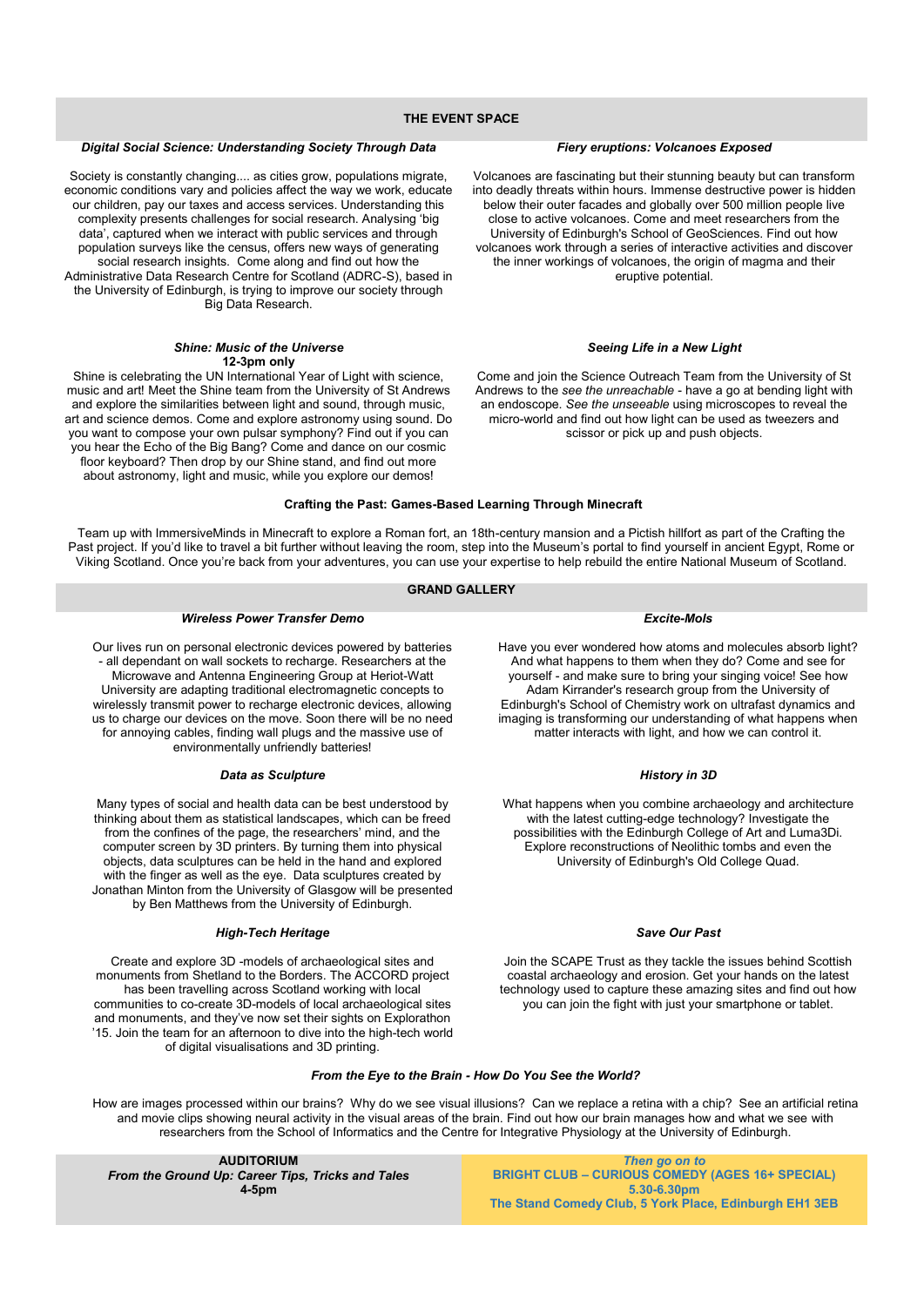## THE EVENT SPACE

### *Digital Social Science: Understanding Society Through Data*

Society is constantly changing.... as cities grow, populations migrate, economic conditions vary and policies affect the way we work, educate our children, pay our taxes and access services. Understanding this complexity presents challenges for social research. Analysing 'big data', captured when we interact with public services and through population surveys like the census, offers new ways of generating social research insights. Come along and find out how the Administrative Data Research Centre for Scotland (ADRC-S), based in the University of Edinburgh, is trying to improve our society through Big Data Research.

### *Fiery eruptions: Volcanoes Exposed*

Volcanoes are fascinating but their stunning beauty but can transform into deadly threats within hours. Immense destructive power is hidden below their outer facades and globally over 500 million people live close to active volcanoes. Come and meet researchers from the University of Edinburgh's School of GeoSciences. Find out how volcanoes work through a series of interactive activities and discover the inner workings of volcanoes, the origin of magma and their eruptive potential.

### *Shine: Music of the Universe*

**12-3pm only**

Shine is celebrating the UN International Year of Light with science, music and art! Meet the Shine team from the University of St Andrews and explore the similarities between light and sound, through music, art and science demos. Come and explore astronomy using sound. Do you want to compose your own pulsar symphony? Find out if you can you hear the Echo of the Big Bang? Come and dance on our cosmic floor keyboard? Then drop by our Shine stand, and find out more about astronomy, light and music, while you explore our demos!

### *Seeing Life in a New Light*

Come and join the Science Outreach Team from the University of St Andrews to the *see the unreachable* - have a go at bending light with an endoscope. *See the unseeable* using microscopes to reveal the micro-world and find out how light can be used as tweezers and scissor or pick up and push objects.

### Crafting the Past: Games-Based Learning Through Minecraft

Team up with ImmersiveMinds in Minecraft to explore a Roman fort, an 18th-century mansion and a Pictish hillfort as part of the Crafting the Past project. If you'd like to travel a bit further without leaving the room, step into the Museum's portal to find yourself in ancient Egypt, Rome or Viking Scotland. Once you're back from your adventures, you can use your expertise to help rebuild the entire National Museum of Scotland.

## GRAND GALLERY

### *Wireless Power Transfer Demo*

Our lives run on personal electronic devices powered by batteries - all dependant on wall sockets to recharge. Researchers at the Microwave and Antenna Engineering Group at Heriot-Watt University are adapting traditional electromagnetic concepts to wirelessly transmit power to recharge electronic devices, allowing us to charge our devices on the move. Soon there will be no need for annoying cables, finding wall plugs and the massive use of environmentally unfriendly batteries!

### *Excite-Mols*

Have you ever wondered how atoms and molecules absorb light? And what happens to them when they do? Come and see for yourself - and make sure to bring your singing voice! See how Adam Kirrander's research group from the University of Edinburgh's School of Chemistry work on ultrafast dynamics and imaging is transforming our understanding of what happens when matter interacts with light, and how we can control it.

### *Data as Sculpture*

Many types of social and health data can be best understood by thinking about them as statistical landscapes, which can be freed from the confines of the page, the researchers' mind, and the computer screen by 3D printers. By turning them into physical objects, data sculptures can be held in the hand and explored with the finger as well as the eye. Data sculptures created by Jonathan Minton from the University of Glasgow will be presented by Ben Matthews from the University of Edinburgh.

### *History in 3D*

What happens when you combine archaeology and architecture with the latest cutting-edge technology? Investigate the possibilities with the Edinburgh College of Art and Luma3Di. Explore reconstructions of Neolithic tombs and even the University of Edinburgh's Old College Quad.

### *High-Tech Heritage*

Create and explore 3D -models of archaeological sites and monuments from Shetland to the Borders. The ACCORD project has been travelling across Scotland working with local communities to co-create 3D-models of local archaeological sites and monuments, and they've now set their sights on Explorathon '15. Join the team for an afternoon to dive into the high-tech world of digital visualisations and 3D printing.

### *Save Our Past*

Join the SCAPE Trust as they tackle the issues behind Scottish coastal archaeology and erosion. Get your hands on the latest technology used to capture these amazing sites and find out how you can join the fight with just your smartphone or tablet.

### *From the Eye to the Brain - How Do You See the World?*

How are images processed within our brains? Why do we see visual illusions? Can we replace a retina with a chip? See an artificial retina and movie clips showing neural activity in the visual areas of the brain. Find out how our brain manages how and what we see with researchers from the School of Informatics and the Centre for Integrative Physiology at the University of Edinburgh.

## AUDITORIUM

***From the Ground Up: Career Tips, Tricks and Tales***

**4-5pm**

*Then go on to*

**BRIGHT CLUB – CURIOUS COMEDY (AGES 16+ SPECIAL)**

**5.30-6.30pm**

**The Stand Comedy Club, 5 York Place, Edinburgh EH1 3EB**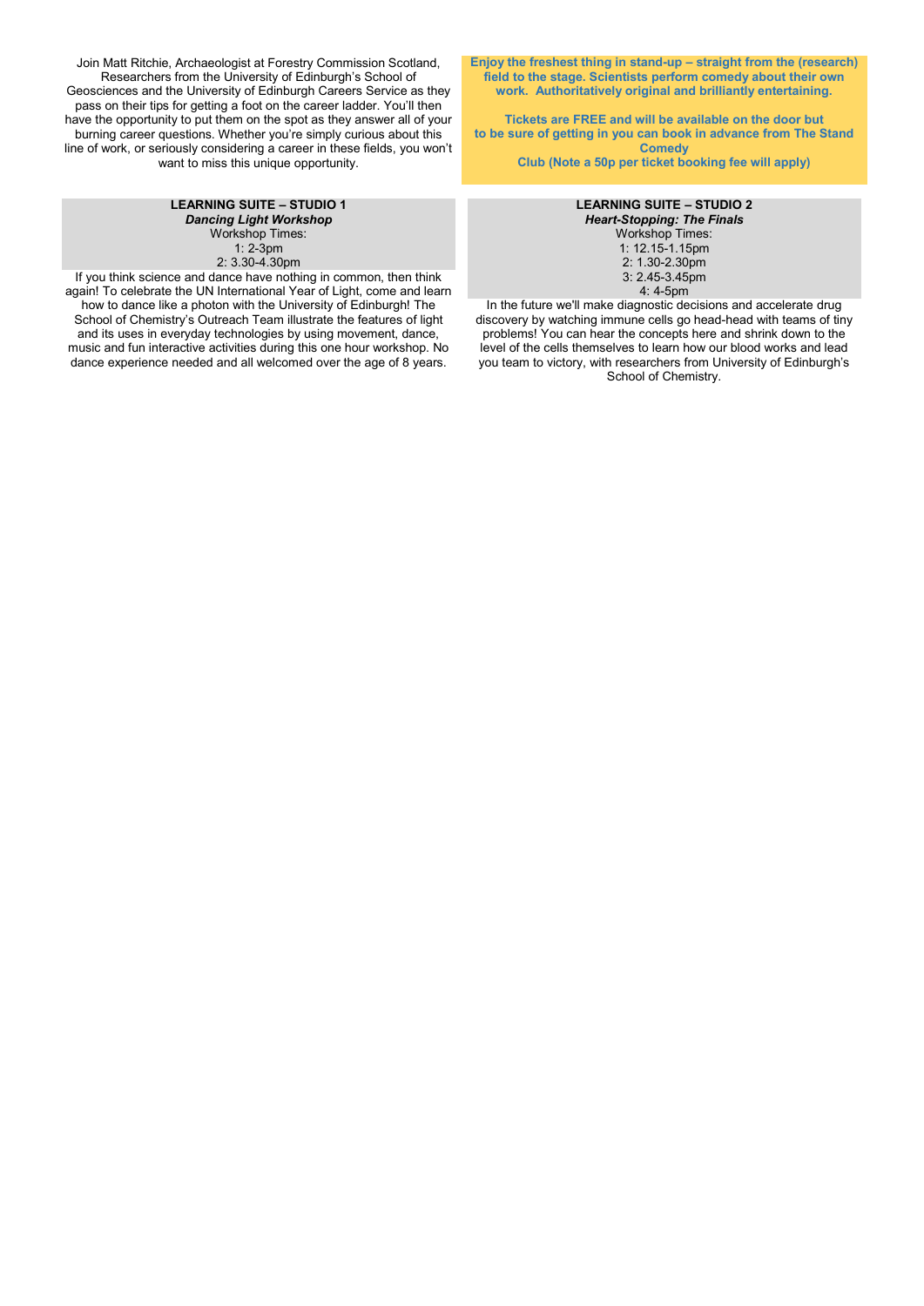Join Matt Ritchie, Archaeologist at Forestry Commission Scotland, Researchers from the University of Edinburgh's School of Geosciences and the University of Edinburgh Careers Service as they pass on their tips for getting a foot on the career ladder. You'll then have the opportunity to put them on the spot as they answer all of your burning career questions. Whether you're simply curious about this line of work, or seriously considering a career in these fields, you won't want to miss this unique opportunity.

**Enjoy the freshest thing in stand-up – straight from the (research) field to the stage. Scientists perform comedy about their own work. Authoritatively original and brilliantly entertaining.**

**Tickets are FREE and will be available on the door but to be sure of getting in you can book in advance from The Stand Comedy Club (Note a 50p per ticket booking fee will apply)**

**LEARNING SUITE – STUDIO 1**
***Dancing Light Workshop***
Workshop Times:
1: 2-3pm
2: 3.30-4.30pm

If you think science and dance have nothing in common, then think again! To celebrate the UN International Year of Light, come and learn how to dance like a photon with the University of Edinburgh! The School of Chemistry's Outreach Team illustrate the features of light and its uses in everyday technologies by using movement, dance, music and fun interactive activities during this one hour workshop. No dance experience needed and all welcomed over the age of 8 years.

**LEARNING SUITE – STUDIO 2**
***Heart-Stopping: The Finals***
Workshop Times:
1: 12.15-1.15pm
2: 1.30-2.30pm
3: 2.45-3.45pm
4: 4-5pm

In the future we'll make diagnostic decisions and accelerate drug discovery by watching immune cells go head-head with teams of tiny problems! You can hear the concepts here and shrink down to the level of the cells themselves to learn how our blood works and lead you team to victory, with researchers from University of Edinburgh's School of Chemistry.